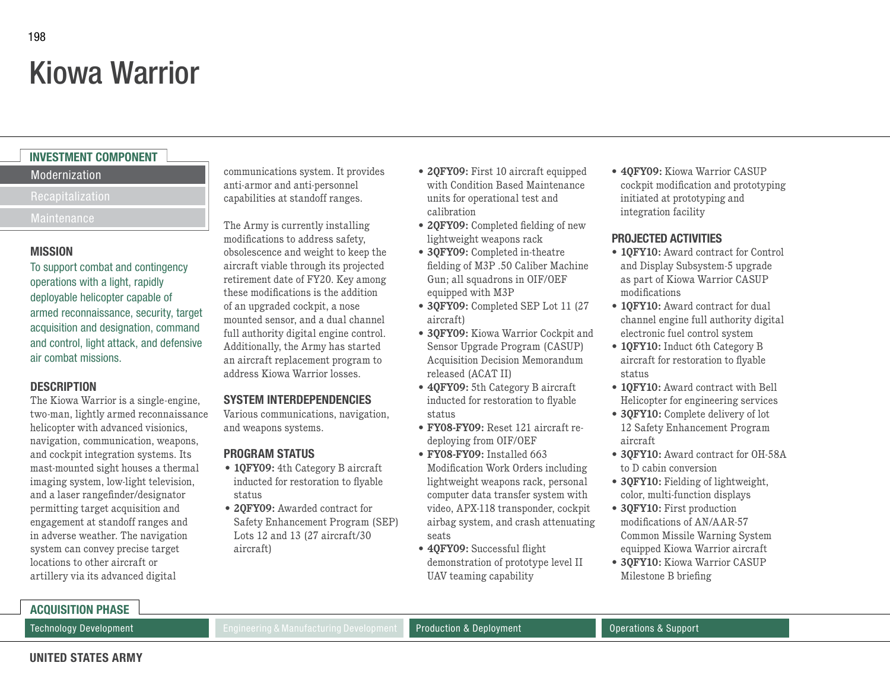# Kiowa Warrior

## INVESTMENT COMPONENT

- **Modernization**
- Recapitalization
- Maintenance

## MISSION

To support combat and contingency operations with a light, rapidly deployable helicopter capable of armed reconnaissance, security, target acquisition and designation, command and control, light attack, and defensive air combat missions.

## DESCRIPTION

The Kiowa Warrior is a single-engine, two-man, lightly armed reconnaissance helicopter with advanced visionics, navigation, communication, weapons, and cockpit integration systems. Its mast-mounted sight houses a thermal imaging system, low-light television, and a laser rangefinder/designator permitting target acquisition and engagement at standoff ranges and in adverse weather. The navigation system can convey precise target locations to other aircraft or artillery via its advanced digital communications system. It provides anti-armor and anti-personnel capabilities at standoff ranges.

The Army is currently installing modifications to address safety, obsolescence and weight to keep the aircraft viable through its projected retirement date of FY20. Key among these modifications is the addition of an upgraded cockpit, a nose mounted sensor, and a dual channel full authority digital engine control. Additionally, the Army has started an aircraft replacement program to address Kiowa Warrior losses.

## SYSTEM INTERDEPENDENCIES

Various communications, navigation, and weapons systems.

## PROGRAM STATUS

- **1QFY09:** 4th Category B aircraft inducted for restoration to flyable status
- **2QFY09:** Awarded contract for Safety Enhancement Program (SEP) Lots 12 and 13 (27 aircraft/30 aircraft)
- **2QFY09:** First 10 aircraft equipped with Condition Based Maintenance units for operational test and calibration
- **2QFY09:** Completed fielding of new lightweight weapons rack
- **3QFY09:** Completed in-theatre fielding of M3P .50 Caliber Machine Gun; all squadrons in OIF/OEF equipped with M3P
- **3QFY09:** Completed SEP Lot 11 (27 aircraft)
- **3QFY09:** Kiowa Warrior Cockpit and Sensor Upgrade Program (CASUP) Acquisition Decision Memorandum released (ACAT II)
- **4QFY09:** 5th Category B aircraft inducted for restoration to flyable status
- **FY08-FY09:** Reset 121 aircraft re-deploying from OIF/OEF
- **FY08-FY09:** Installed 663 Modification Work Orders including lightweight weapons rack, personal computer data transfer system with video, APX-118 transponder, cockpit airbag system, and crash attenuating seats
- **4QFY09:** Successful flight demonstration of prototype level II UAV teaming capability
- **4QFY09:** Kiowa Warrior CASUP cockpit modification and prototyping initiated at prototyping and integration facility

## PROJECTED ACTIVITIES

- **1QFY10:** Award contract for Control and Display Subsystem-5 upgrade as part of Kiowa Warrior CASUP modifications
- **1QFY10:** Award contract for dual channel engine full authority digital electronic fuel control system
- **1QFY10:** Induct 6th Category B aircraft for restoration to flyable status
- **1QFY10:** Award contract with Bell Helicopter for engineering services
- **3QFY10:** Complete delivery of lot 12 Safety Enhancement Program aircraft
- **3QFY10:** Award contract for OH-58A to D cabin conversion
- **3QFY10:** Fielding of lightweight, color, multi-function displays
- **3QFY10:** First production modifications of AN/AAR-57 Common Missile Warning System equipped Kiowa Warrior aircraft
- **3QFY10:** Kiowa Warrior CASUP Milestone B briefing

## ACQUISITION PHASE

- **Technology Development**
- Engineering & Manufacturing Development
- **Production & Deployment**
- **Operations & Support**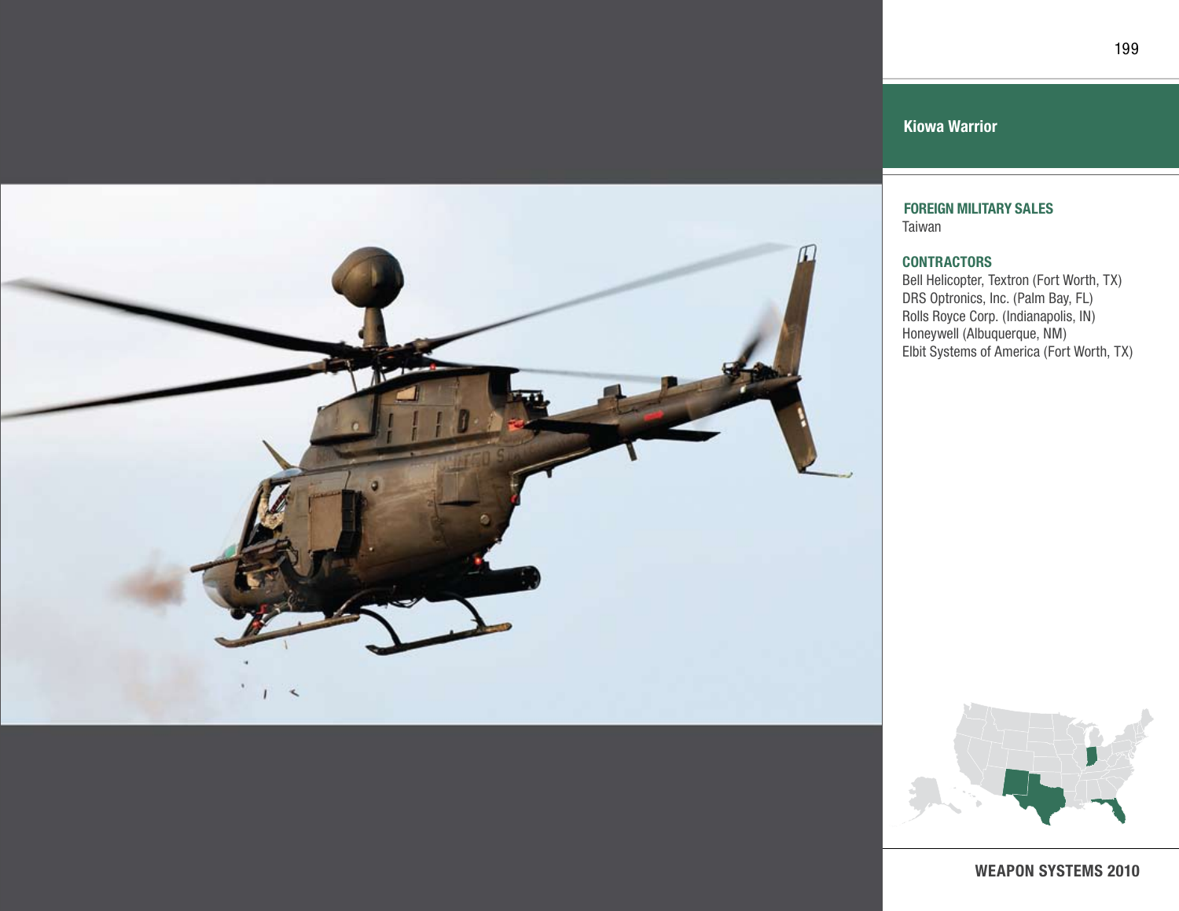## Kiowa Warrior

**FOREIGN MILITARY SALES**
Taiwan

**CONTRACTORS**
Bell Helicopter, Textron (Fort Worth, TX)
DRS Optronics, Inc. (Palm Bay, FL)
Rolls Royce Corp. (Indianapolis, IN)
Honeywell (Albuquerque, NM)
Elbit Systems of America (Fort Worth, TX)